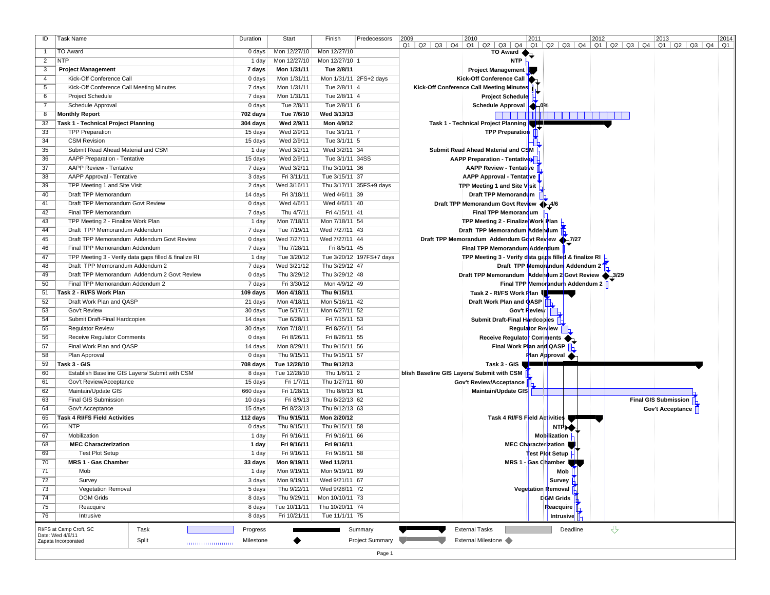| ID | Task Name | Duration | Start | Finish | Predecessors |
|---|---|---|---|---|---|
| 1 | TO Award | 0 days | Mon 12/27/10 | Mon 12/27/10 | |
| 2 | NTP | 1 day | Mon 12/27/10 | Mon 12/27/10 | 1 |
| 3 | **Project Management** | **7 days** | **Mon 1/31/11** | **Tue 2/8/11** | |
| 4 | Kick-Off Conference Call | 0 days | Mon 1/31/11 | Mon 1/31/11 | 2FS+2 days |
| 5 | Kick-Off Conference Call Meeting Minutes | 7 days | Mon 1/31/11 | Tue 2/8/11 | 4 |
| 6 | Project Schedule | 7 days | Mon 1/31/11 | Tue 2/8/11 | 4 |
| 7 | Schedule Approval | 0 days | Tue 2/8/11 | Tue 2/8/11 | 6 |
| 8 | **Monthly Report** | **702 days** | **Tue 7/6/10** | **Wed 3/13/13** | |
| 32 | **Task 1 - Technical Project Planning** | **304 days** | **Wed 2/9/11** | **Mon 4/9/12** | |
| 33 | TPP Preparation | 15 days | Wed 2/9/11 | Tue 3/1/11 | 7 |
| 34 | CSM Revision | 15 days | Wed 2/9/11 | Tue 3/1/11 | 5 |
| 35 | Submit Read Ahead Material and CSM | 1 day | Wed 3/2/11 | Wed 3/2/11 | 34 |
| 36 | AAPP Preparation - Tentative | 15 days | Wed 2/9/11 | Tue 3/1/11 | 34SS |
| 37 | AAPP Review - Tentative | 7 days | Wed 3/2/11 | Thu 3/10/11 | 36 |
| 38 | AAPP Approval - Tentative | 3 days | Fri 3/11/11 | Tue 3/15/11 | 37 |
| 39 | TPP Meeting 1 and Site Visit | 2 days | Wed 3/16/11 | Thu 3/17/11 | 35FS+9 days |
| 40 | Draft TPP Memorandum | 14 days | Fri 3/18/11 | Wed 4/6/11 | 39 |
| 41 | Draft TPP Memorandum Govt Review | 0 days | Wed 4/6/11 | Wed 4/6/11 | 40 |
| 42 | Final TPP Memorandum | 7 days | Thu 4/7/11 | Fri 4/15/11 | 41 |
| 43 | TPP Meeting 2 - Finalize Work Plan | 1 day | Mon 7/18/11 | Mon 7/18/11 | 54 |
| 44 | Draft TPP Memorandum Addendum | 7 days | Tue 7/19/11 | Wed 7/27/11 | 43 |
| 45 | Draft TPP Memorandum Addendum Govt Review | 0 days | Wed 7/27/11 | Wed 7/27/11 | 44 |
| 46 | Final TPP Memorandum Addendum | 7 days | Thu 7/28/11 | Fri 8/5/11 | 45 |
| 47 | TPP Meeting 3 - Verify data gaps filled & finalize RI | 1 day | Tue 3/20/12 | Tue 3/20/12 | 197FS+7 days |
| 48 | Draft TPP Memorandum Addendum 2 | 7 days | Wed 3/21/12 | Thu 3/29/12 | 47 |
| 49 | Draft TPP Memorandum Addendum 2 Govt Review | 0 days | Thu 3/29/12 | Thu 3/29/12 | 48 |
| 50 | Final TPP Memorandum Addendum 2 | 7 days | Fri 3/30/12 | Mon 4/9/12 | 49 |
| 51 | **Task 2 - RI/FS Work Plan** | **109 days** | **Mon 4/18/11** | **Thu 9/15/11** | |
| 52 | Draft Work Plan and QASP | 21 days | Mon 4/18/11 | Mon 5/16/11 | 42 |
| 53 | Gov't Review | 30 days | Tue 5/17/11 | Mon 6/27/11 | 52 |
| 54 | Submit Draft-Final Hardcopies | 14 days | Tue 6/28/11 | Fri 7/15/11 | 53 |
| 55 | Regulator Review | 30 days | Mon 7/18/11 | Fri 8/26/11 | 54 |
| 56 | Receive Regulator Comments | 0 days | Fri 8/26/11 | Fri 8/26/11 | 55 |
| 57 | Final Work Plan and QASP | 14 days | Mon 8/29/11 | Thu 9/15/11 | 56 |
| 58 | Plan Approval | 0 days | Thu 9/15/11 | Thu 9/15/11 | 57 |
| 59 | **Task 3 - GIS** | **708 days** | **Tue 12/28/10** | **Thu 9/12/13** | |
| 60 | Establish Baseline GIS Layers/ Submit with CSM | 8 days | Tue 12/28/10 | Thu 1/6/11 | 2 |
| 61 | Gov't Review/Acceptance | 15 days | Fri 1/7/11 | Thu 1/27/11 | 60 |
| 62 | Maintain/Update GIS | 660 days | Fri 1/28/11 | Thu 8/8/13 | 61 |
| 63 | Final GIS Submission | 10 days | Fri 8/9/13 | Thu 8/22/13 | 62 |
| 64 | Gov't Acceptance | 15 days | Fri 8/23/13 | Thu 9/12/13 | 63 |
| 65 | **Task 4 RI/FS Field Activities** | **112 days** | **Thu 9/15/11** | **Mon 2/20/12** | |
| 66 | NTP | 0 days | Thu 9/15/11 | Thu 9/15/11 | 58 |
| 67 | Mobilization | 1 day | Fri 9/16/11 | Fri 9/16/11 | 66 |
| 68 | **MEC Characterization** | **1 day** | **Fri 9/16/11** | **Fri 9/16/11** | |
| 69 | Test Plot Setup | 1 day | Fri 9/16/11 | Fri 9/16/11 | 58 |
| 70 | **MRS 1 - Gas Chamber** | **33 days** | **Mon 9/19/11** | **Wed 11/2/11** | |
| 71 | Mob | 1 day | Mon 9/19/11 | Mon 9/19/11 | 69 |
| 72 | Survey | 3 days | Mon 9/19/11 | Wed 9/21/11 | 67 |
| 73 | Vegetation Removal | 5 days | Thu 9/22/11 | Wed 9/28/11 | 72 |
| 74 | DGM Grids | 8 days | Thu 9/29/11 | Mon 10/10/11 | 73 |
| 75 | Reacquire | 8 days | Tue 10/11/11 | Thu 10/20/11 | 74 |
| 76 | Intrusive | 8 days | Fri 10/21/11 | Tue 11/1/11 | 75 |

RI/FS at Camp Croft, SC
Date: Wed 4/6/11
Zapata Incorporated

Legend: Task, Split, Progress, Milestone, Summary, Project Summary, External Tasks, External Milestone, Deadline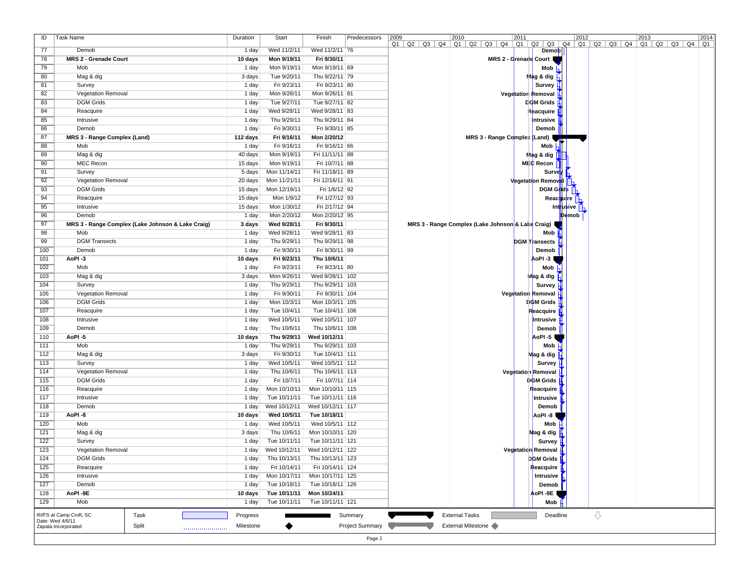| ID | Task Name | Duration | Start | Finish | Predecessors |
|---|---|---|---|---|---|
| 77 | Demob | 1 day | Wed 11/2/11 | Wed 11/2/11 | 76 |
| 78 | **MRS 2 - Grenade Court** | **10 days** | **Mon 9/19/11** | **Fri 9/30/11** | |
| 79 | Mob | 1 day | Mon 9/19/11 | Mon 9/19/11 | 69 |
| 80 | Mag & dig | 3 days | Tue 9/20/11 | Thu 9/22/11 | 79 |
| 81 | Survey | 1 day | Fri 9/23/11 | Fri 9/23/11 | 80 |
| 82 | Vegetation Removal | 1 day | Mon 9/26/11 | Mon 9/26/11 | 81 |
| 83 | DGM Grids | 1 day | Tue 9/27/11 | Tue 9/27/11 | 82 |
| 84 | Reacquire | 1 day | Wed 9/28/11 | Wed 9/28/11 | 83 |
| 85 | Intrusive | 1 day | Thu 9/29/11 | Thu 9/29/11 | 84 |
| 86 | Demob | 1 day | Fri 9/30/11 | Fri 9/30/11 | 85 |
| 87 | **MRS 3 - Range Complex (Land)** | **112 days** | **Fri 9/16/11** | **Mon 2/20/12** | |
| 88 | Mob | 1 day | Fri 9/16/11 | Fri 9/16/11 | 66 |
| 89 | Mag & dig | 40 days | Mon 9/19/11 | Fri 11/11/11 | 88 |
| 90 | MEC Recon | 15 days | Mon 9/19/11 | Fri 10/7/11 | 88 |
| 91 | Survey | 5 days | Mon 11/14/11 | Fri 11/18/11 | 89 |
| 92 | Vegetation Removal | 20 days | Mon 11/21/11 | Fri 12/16/11 | 91 |
| 93 | DGM Grids | 15 days | Mon 12/19/11 | Fri 1/6/12 | 92 |
| 94 | Reacquire | 15 days | Mon 1/9/12 | Fri 1/27/12 | 93 |
| 95 | Intrusive | 15 days | Mon 1/30/12 | Fri 2/17/12 | 94 |
| 96 | Demob | 1 day | Mon 2/20/12 | Mon 2/20/12 | 95 |
| 97 | **MRS 3 - Range Complex (Lake Johnson & Lake Craig)** | **3 days** | **Wed 9/28/11** | **Fri 9/30/11** | |
| 98 | Mob | 1 day | Wed 9/28/11 | Wed 9/28/11 | 83 |
| 99 | DGM Transects | 1 day | Thu 9/29/11 | Thu 9/29/11 | 98 |
| 100 | Demob | 1 day | Fri 9/30/11 | Fri 9/30/11 | 99 |
| 101 | **AoPI -3** | **10 days** | **Fri 9/23/11** | **Thu 10/6/11** | |
| 102 | Mob | 1 day | Fri 9/23/11 | Fri 9/23/11 | 80 |
| 103 | Mag & dig | 3 days | Mon 9/26/11 | Wed 9/28/11 | 102 |
| 104 | Survey | 1 day | Thu 9/29/11 | Thu 9/29/11 | 103 |
| 105 | Vegetation Removal | 1 day | Fri 9/30/11 | Fri 9/30/11 | 104 |
| 106 | DGM Grids | 1 day | Mon 10/3/11 | Mon 10/3/11 | 105 |
| 107 | Reacquire | 1 day | Tue 10/4/11 | Tue 10/4/11 | 106 |
| 108 | Intrusive | 1 day | Wed 10/5/11 | Wed 10/5/11 | 107 |
| 109 | Demob | 1 day | Thu 10/6/11 | Thu 10/6/11 | 108 |
| 110 | **AoPI -5** | **10 days** | **Thu 9/29/11** | **Wed 10/12/11** | |
| 111 | Mob | 1 day | Thu 9/29/11 | Thu 9/29/11 | 103 |
| 112 | Mag & dig | 3 days | Fri 9/30/11 | Tue 10/4/11 | 111 |
| 113 | Survey | 1 day | Wed 10/5/11 | Wed 10/5/11 | 112 |
| 114 | Vegetation Removal | 1 day | Thu 10/6/11 | Thu 10/6/11 | 113 |
| 115 | DGM Grids | 1 day | Fri 10/7/11 | Fri 10/7/11 | 114 |
| 116 | Reacquire | 1 day | Mon 10/10/11 | Mon 10/10/11 | 115 |
| 117 | Intrusive | 1 day | Tue 10/11/11 | Tue 10/11/11 | 116 |
| 118 | Demob | 1 day | Wed 10/12/11 | Wed 10/12/11 | 117 |
| 119 | **AoPI -8** | **10 days** | **Wed 10/5/11** | **Tue 10/18/11** | |
| 120 | Mob | 1 day | Wed 10/5/11 | Wed 10/5/11 | 112 |
| 121 | Mag & dig | 3 days | Thu 10/6/11 | Mon 10/10/11 | 120 |
| 122 | Survey | 1 day | Tue 10/11/11 | Tue 10/11/11 | 121 |
| 123 | Vegetation Removal | 1 day | Wed 10/12/11 | Wed 10/12/11 | 122 |
| 124 | DGM Grids | 1 day | Thu 10/13/11 | Thu 10/13/11 | 123 |
| 125 | Reacquire | 1 day | Fri 10/14/11 | Fri 10/14/11 | 124 |
| 126 | Intrusive | 1 day | Mon 10/17/11 | Mon 10/17/11 | 125 |
| 127 | Demob | 1 day | Tue 10/18/11 | Tue 10/18/11 | 126 |
| 128 | **AoPI -9E** | **10 days** | **Tue 10/11/11** | **Mon 10/24/11** | |
| 129 | Mob | 1 day | Tue 10/11/11 | Tue 10/11/11 | 121 |

RI/FS at Camp Croft, SC
Date: Wed 4/6/11
Zapata Incorporated

Legend: Task | Split | Progress | Milestone | Summary | Project Summary | External Tasks | External Milestone | Deadline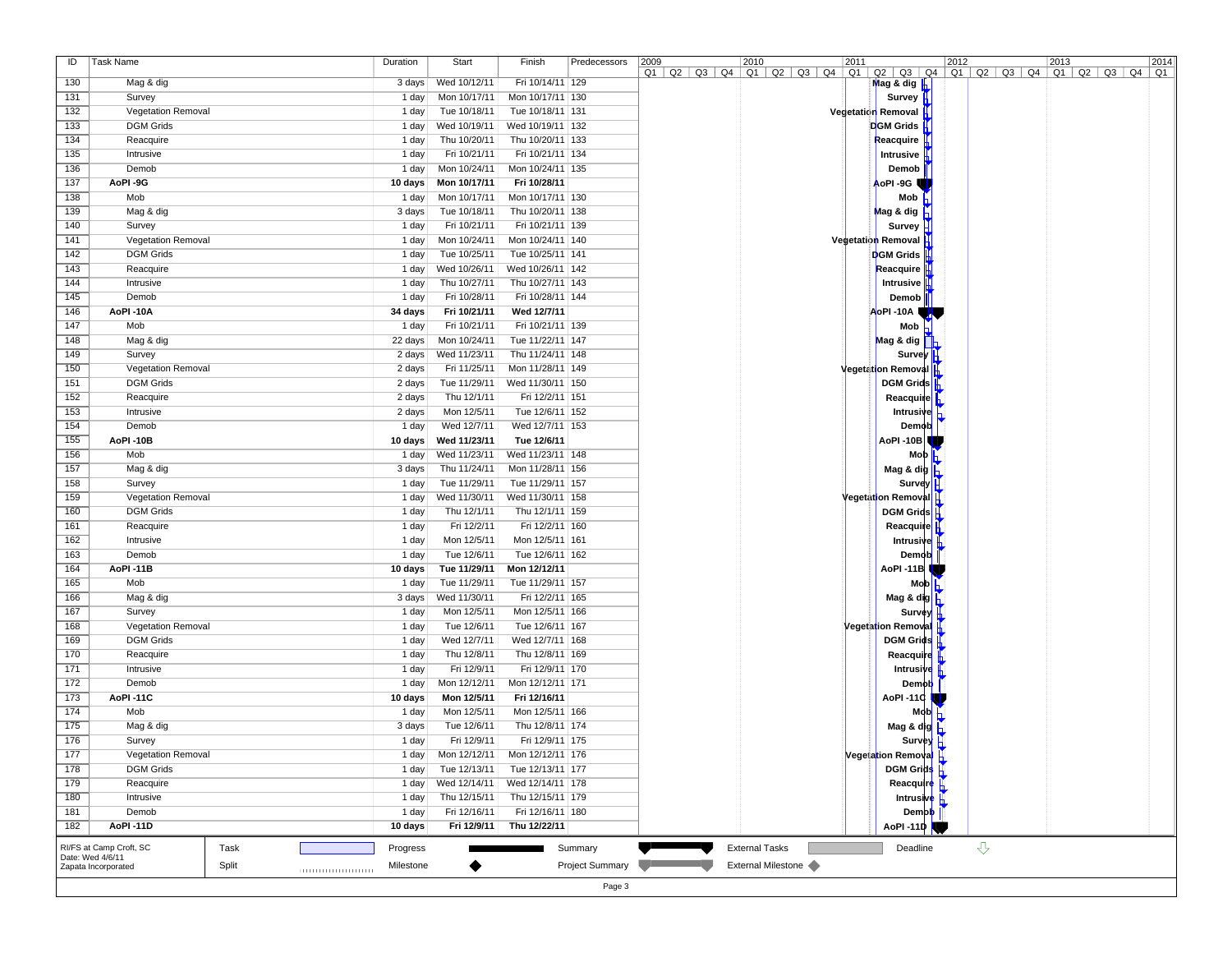| ID | Task Name | Duration | Start | Finish | Predecessors |
|---|---|---|---|---|---|
| 130 | Mag & dig | 3 days | Wed 10/12/11 | Fri 10/14/11 | 129 |
| 131 | Survey | 1 day | Mon 10/17/11 | Mon 10/17/11 | 130 |
| 132 | Vegetation Removal | 1 day | Tue 10/18/11 | Tue 10/18/11 | 131 |
| 133 | DGM Grids | 1 day | Wed 10/19/11 | Wed 10/19/11 | 132 |
| 134 | Reacquire | 1 day | Thu 10/20/11 | Thu 10/20/11 | 133 |
| 135 | Intrusive | 1 day | Fri 10/21/11 | Fri 10/21/11 | 134 |
| 136 | Demob | 1 day | Mon 10/24/11 | Mon 10/24/11 | 135 |
| 137 | **AoPI -9G** | **10 days** | **Mon 10/17/11** | **Fri 10/28/11** | |
| 138 | Mob | 1 day | Mon 10/17/11 | Mon 10/17/11 | 130 |
| 139 | Mag & dig | 3 days | Tue 10/18/11 | Thu 10/20/11 | 138 |
| 140 | Survey | 1 day | Fri 10/21/11 | Fri 10/21/11 | 139 |
| 141 | Vegetation Removal | 1 day | Mon 10/24/11 | Mon 10/24/11 | 140 |
| 142 | DGM Grids | 1 day | Tue 10/25/11 | Tue 10/25/11 | 141 |
| 143 | Reacquire | 1 day | Wed 10/26/11 | Wed 10/26/11 | 142 |
| 144 | Intrusive | 1 day | Thu 10/27/11 | Thu 10/27/11 | 143 |
| 145 | Demob | 1 day | Fri 10/28/11 | Fri 10/28/11 | 144 |
| 146 | **AoPI -10A** | **34 days** | **Fri 10/21/11** | **Wed 12/7/11** | |
| 147 | Mob | 1 day | Fri 10/21/11 | Fri 10/21/11 | 139 |
| 148 | Mag & dig | 22 days | Mon 10/24/11 | Tue 11/22/11 | 147 |
| 149 | Survey | 2 days | Wed 11/23/11 | Thu 11/24/11 | 148 |
| 150 | Vegetation Removal | 2 days | Fri 11/25/11 | Mon 11/28/11 | 149 |
| 151 | DGM Grids | 2 days | Tue 11/29/11 | Wed 11/30/11 | 150 |
| 152 | Reacquire | 2 days | Thu 12/1/11 | Fri 12/2/11 | 151 |
| 153 | Intrusive | 2 days | Mon 12/5/11 | Tue 12/6/11 | 152 |
| 154 | Demob | 1 day | Wed 12/7/11 | Wed 12/7/11 | 153 |
| 155 | **AoPI -10B** | **10 days** | **Wed 11/23/11** | **Tue 12/6/11** | |
| 156 | Mob | 1 day | Wed 11/23/11 | Wed 11/23/11 | 148 |
| 157 | Mag & dig | 3 days | Thu 11/24/11 | Mon 11/28/11 | 156 |
| 158 | Survey | 1 day | Tue 11/29/11 | Tue 11/29/11 | 157 |
| 159 | Vegetation Removal | 1 day | Wed 11/30/11 | Wed 11/30/11 | 158 |
| 160 | DGM Grids | 1 day | Thu 12/1/11 | Thu 12/1/11 | 159 |
| 161 | Reacquire | 1 day | Fri 12/2/11 | Fri 12/2/11 | 160 |
| 162 | Intrusive | 1 day | Mon 12/5/11 | Mon 12/5/11 | 161 |
| 163 | Demob | 1 day | Tue 12/6/11 | Tue 12/6/11 | 162 |
| 164 | **AoPI -11B** | **10 days** | **Tue 11/29/11** | **Mon 12/12/11** | |
| 165 | Mob | 1 day | Tue 11/29/11 | Tue 11/29/11 | 157 |
| 166 | Mag & dig | 3 days | Wed 11/30/11 | Fri 12/2/11 | 165 |
| 167 | Survey | 1 day | Mon 12/5/11 | Mon 12/5/11 | 166 |
| 168 | Vegetation Removal | 1 day | Tue 12/6/11 | Tue 12/6/11 | 167 |
| 169 | DGM Grids | 1 day | Wed 12/7/11 | Wed 12/7/11 | 168 |
| 170 | Reacquire | 1 day | Thu 12/8/11 | Thu 12/8/11 | 169 |
| 171 | Intrusive | 1 day | Fri 12/9/11 | Fri 12/9/11 | 170 |
| 172 | Demob | 1 day | Mon 12/12/11 | Mon 12/12/11 | 171 |
| 173 | **AoPI -11C** | **10 days** | **Mon 12/5/11** | **Fri 12/16/11** | |
| 174 | Mob | 1 day | Mon 12/5/11 | Mon 12/5/11 | 166 |
| 175 | Mag & dig | 3 days | Tue 12/6/11 | Thu 12/8/11 | 174 |
| 176 | Survey | 1 day | Fri 12/9/11 | Fri 12/9/11 | 175 |
| 177 | Vegetation Removal | 1 day | Mon 12/12/11 | Mon 12/12/11 | 176 |
| 178 | DGM Grids | 1 day | Tue 12/13/11 | Tue 12/13/11 | 177 |
| 179 | Reacquire | 1 day | Wed 12/14/11 | Wed 12/14/11 | 178 |
| 180 | Intrusive | 1 day | Thu 12/15/11 | Thu 12/15/11 | 179 |
| 181 | Demob | 1 day | Fri 12/16/11 | Fri 12/16/11 | 180 |
| 182 | **AoPI -11D** | **10 days** | **Fri 12/9/11** | **Thu 12/22/11** | |

RI/FS at Camp Croft, SC
Date: Wed 4/6/11
Zapata Incorporated

Legend: Task, Split, Progress, Milestone, Summary, Project Summary, External Tasks, External Milestone, Deadline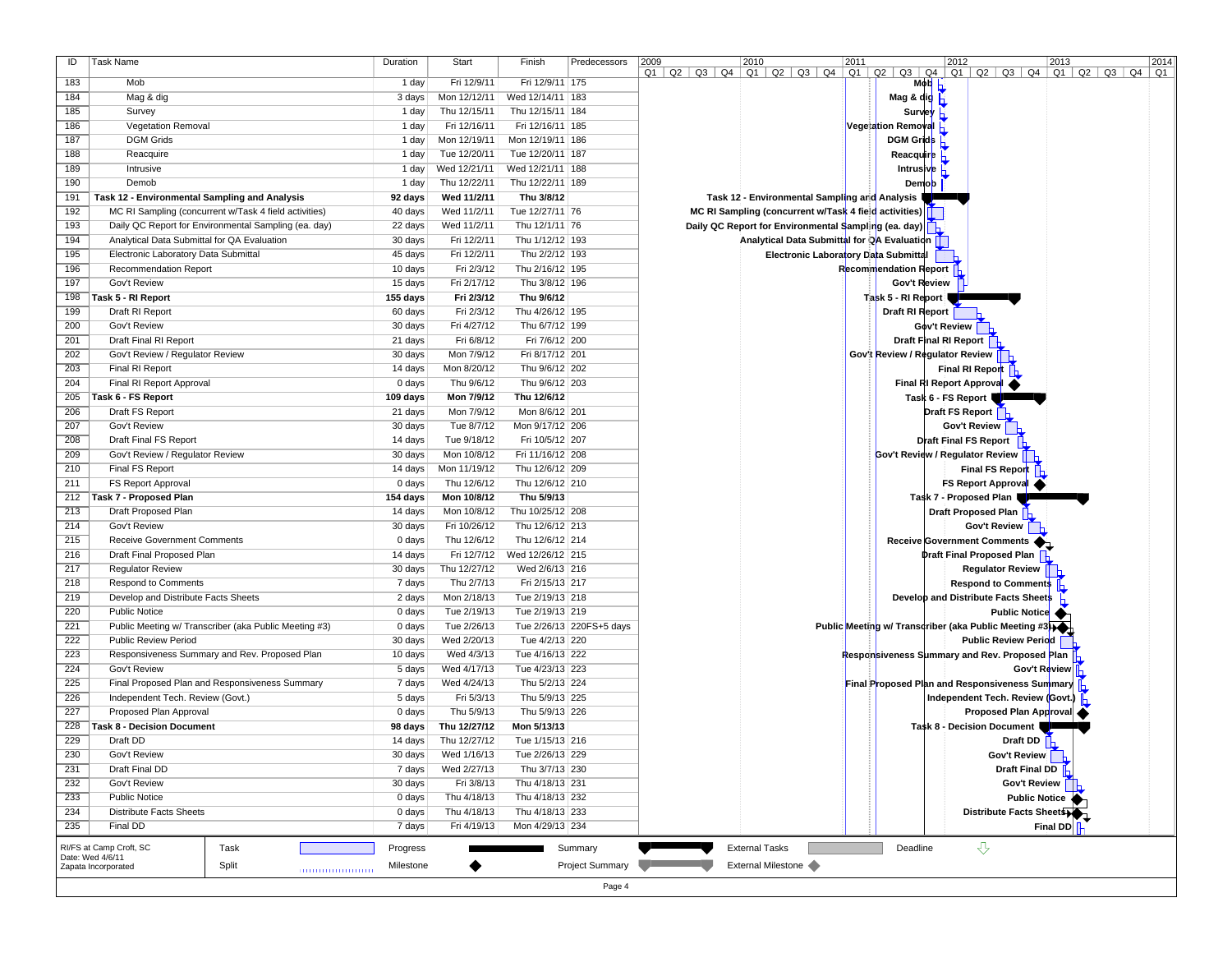| ID | Task Name | Duration | Start | Finish | Predecessors |
|---|---|---|---|---|---|
| 183 | Mob | 1 day | Fri 12/9/11 | Fri 12/9/11 | 175 |
| 184 | Mag & dig | 3 days | Mon 12/12/11 | Wed 12/14/11 | 183 |
| 185 | Survey | 1 day | Thu 12/15/11 | Thu 12/15/11 | 184 |
| 186 | Vegetation Removal | 1 day | Fri 12/16/11 | Fri 12/16/11 | 185 |
| 187 | DGM Grids | 1 day | Mon 12/19/11 | Mon 12/19/11 | 186 |
| 188 | Reacquire | 1 day | Tue 12/20/11 | Tue 12/20/11 | 187 |
| 189 | Intrusive | 1 day | Wed 12/21/11 | Wed 12/21/11 | 188 |
| 190 | Demob | 1 day | Thu 12/22/11 | Thu 12/22/11 | 189 |
| 191 | **Task 12 - Environmental Sampling and Analysis** | **92 days** | **Wed 11/2/11** | **Thu 3/8/12** | |
| 192 | MC RI Sampling (concurrent w/Task 4 field activities) | 40 days | Wed 11/2/11 | Tue 12/27/11 | 76 |
| 193 | Daily QC Report for Environmental Sampling (ea. day) | 22 days | Wed 11/2/11 | Thu 12/1/11 | 76 |
| 194 | Analytical Data Submittal for QA Evaluation | 30 days | Fri 12/2/11 | Thu 1/12/12 | 193 |
| 195 | Electronic Laboratory Data Submittal | 45 days | Fri 12/2/11 | Thu 2/2/12 | 193 |
| 196 | Recommendation Report | 10 days | Fri 2/3/12 | Thu 2/16/12 | 195 |
| 197 | Gov't Review | 15 days | Fri 2/17/12 | Thu 3/8/12 | 196 |
| 198 | **Task 5 - RI Report** | **155 days** | **Fri 2/3/12** | **Thu 9/6/12** | |
| 199 | Draft RI Report | 60 days | Fri 2/3/12 | Thu 4/26/12 | 195 |
| 200 | Gov't Review | 30 days | Fri 4/27/12 | Thu 6/7/12 | 199 |
| 201 | Draft Final RI Report | 21 days | Fri 6/8/12 | Fri 7/6/12 | 200 |
| 202 | Gov't Review / Regulator Review | 30 days | Mon 7/9/12 | Fri 8/17/12 | 201 |
| 203 | Final RI Report | 14 days | Mon 8/20/12 | Thu 9/6/12 | 202 |
| 204 | Final RI Report Approval | 0 days | Thu 9/6/12 | Thu 9/6/12 | 203 |
| 205 | **Task 6 - FS Report** | **109 days** | **Mon 7/9/12** | **Thu 12/6/12** | |
| 206 | Draft FS Report | 21 days | Mon 7/9/12 | Mon 8/6/12 | 201 |
| 207 | Gov't Review | 30 days | Tue 8/7/12 | Mon 9/17/12 | 206 |
| 208 | Draft Final FS Report | 14 days | Tue 9/18/12 | Fri 10/5/12 | 207 |
| 209 | Gov't Review / Regulator Review | 30 days | Mon 10/8/12 | Fri 11/16/12 | 208 |
| 210 | Final FS Report | 14 days | Mon 11/19/12 | Thu 12/6/12 | 209 |
| 211 | FS Report Approval | 0 days | Thu 12/6/12 | Thu 12/6/12 | 210 |
| 212 | **Task 7 - Proposed Plan** | **154 days** | **Mon 10/8/12** | **Thu 5/9/13** | |
| 213 | Draft Proposed Plan | 14 days | Mon 10/8/12 | Thu 10/25/12 | 208 |
| 214 | Gov't Review | 30 days | Fri 10/26/12 | Thu 12/6/12 | 213 |
| 215 | Receive Government Comments | 0 days | Thu 12/6/12 | Thu 12/6/12 | 214 |
| 216 | Draft Final Proposed Plan | 14 days | Fri 12/7/12 | Wed 12/26/12 | 215 |
| 217 | Regulator Review | 30 days | Thu 12/27/12 | Wed 2/6/13 | 216 |
| 218 | Respond to Comments | 7 days | Thu 2/7/13 | Fri 2/15/13 | 217 |
| 219 | Develop and Distribute Facts Sheets | 2 days | Mon 2/18/13 | Tue 2/19/13 | 218 |
| 220 | Public Notice | 0 days | Tue 2/19/13 | Tue 2/19/13 | 219 |
| 221 | Public Meeting w/ Transcriber (aka Public Meeting #3) | 0 days | Tue 2/26/13 | Tue 2/26/13 | 220FS+5 days |
| 222 | Public Review Period | 30 days | Wed 2/20/13 | Tue 4/2/13 | 220 |
| 223 | Responsiveness Summary and Rev. Proposed Plan | 10 days | Wed 4/3/13 | Tue 4/16/13 | 222 |
| 224 | Gov't Review | 5 days | Wed 4/17/13 | Tue 4/23/13 | 223 |
| 225 | Final Proposed Plan and Responsiveness Summary | 7 days | Wed 4/24/13 | Thu 5/2/13 | 224 |
| 226 | Independent Tech. Review (Govt.) | 5 days | Fri 5/3/13 | Thu 5/9/13 | 225 |
| 227 | Proposed Plan Approval | 0 days | Thu 5/9/13 | Thu 5/9/13 | 226 |
| 228 | **Task 8 - Decision Document** | **98 days** | **Thu 12/27/12** | **Mon 5/13/13** | |
| 229 | Draft DD | 14 days | Thu 12/27/12 | Tue 1/15/13 | 216 |
| 230 | Gov't Review | 30 days | Wed 1/16/13 | Tue 2/26/13 | 229 |
| 231 | Draft Final DD | 7 days | Wed 2/27/13 | Thu 3/7/13 | 230 |
| 232 | Gov't Review | 30 days | Fri 3/8/13 | Thu 4/18/13 | 231 |
| 233 | Public Notice | 0 days | Thu 4/18/13 | Thu 4/18/13 | 232 |
| 234 | Distribute Facts Sheets | 0 days | Thu 4/18/13 | Thu 4/18/13 | 233 |
| 235 | Final DD | 7 days | Fri 4/19/13 | Mon 4/29/13 | 234 |

RI/FS at Camp Croft, SC
Date: Wed 4/6/11
Zapata Incorporated

Legend: Task, Split, Progress, Milestone, Summary, Project Summary, External Tasks, External Milestone, Deadline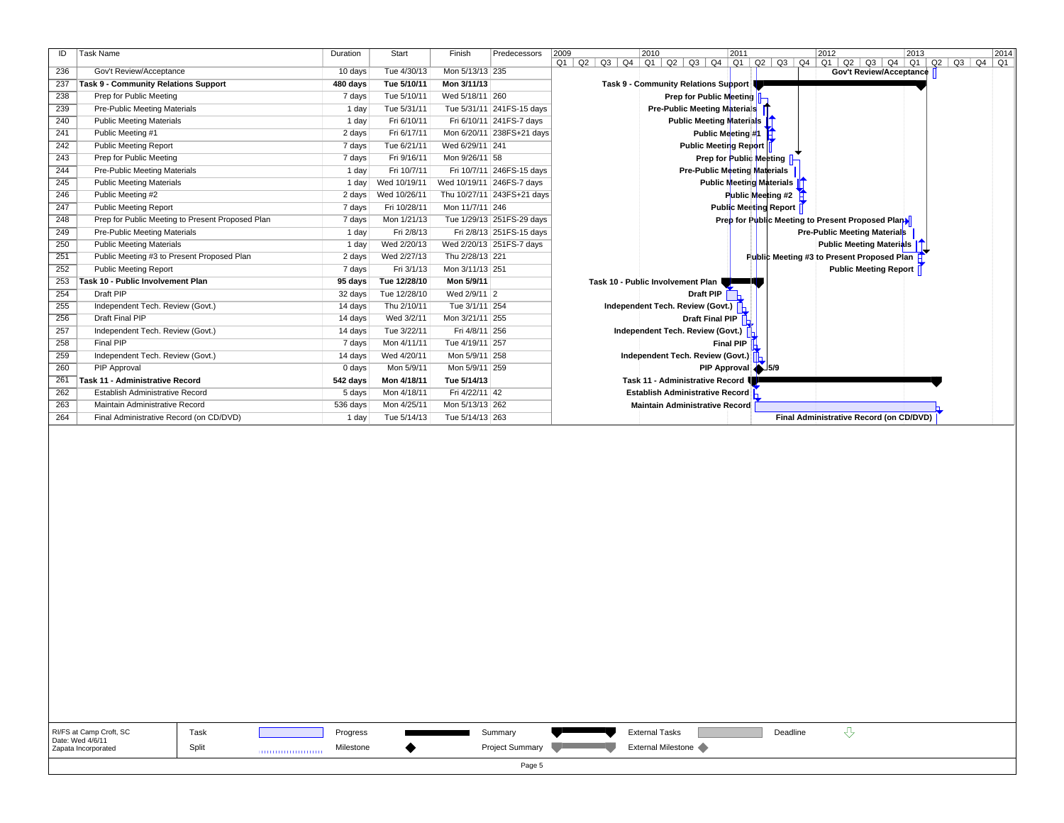| ID | Task Name | Duration | Start | Finish | Predecessors |
|---|---|---|---|---|---|
| 236 | Gov't Review/Acceptance | 10 days | Tue 4/30/13 | Mon 5/13/13 | 235 |
| 237 | **Task 9 - Community Relations Support** | **480 days** | **Tue 5/10/11** | **Mon 3/11/13** | |
| 238 | Prep for Public Meeting | 7 days | Tue 5/10/11 | Wed 5/18/11 | 260 |
| 239 | Pre-Public Meeting Materials | 1 day | Tue 5/31/11 | Tue 5/31/11 | 241FS-15 days |
| 240 | Public Meeting Materials | 1 day | Fri 6/10/11 | Fri 6/10/11 | 241FS-7 days |
| 241 | Public Meeting #1 | 2 days | Fri 6/17/11 | Mon 6/20/11 | 238FS+21 days |
| 242 | Public Meeting Report | 7 days | Tue 6/21/11 | Wed 6/29/11 | 241 |
| 243 | Prep for Public Meeting | 7 days | Fri 9/16/11 | Mon 9/26/11 | 58 |
| 244 | Pre-Public Meeting Materials | 1 day | Fri 10/7/11 | Fri 10/7/11 | 246FS-15 days |
| 245 | Public Meeting Materials | 1 day | Wed 10/19/11 | Wed 10/19/11 | 246FS-7 days |
| 246 | Public Meeting #2 | 2 days | Wed 10/26/11 | Thu 10/27/11 | 243FS+21 days |
| 247 | Public Meeting Report | 7 days | Fri 10/28/11 | Mon 11/7/11 | 246 |
| 248 | Prep for Public Meeting to Present Proposed Plan | 7 days | Mon 1/21/13 | Tue 1/29/13 | 251FS-29 days |
| 249 | Pre-Public Meeting Materials | 1 day | Fri 2/8/13 | Fri 2/8/13 | 251FS-15 days |
| 250 | Public Meeting Materials | 1 day | Wed 2/20/13 | Wed 2/20/13 | 251FS-7 days |
| 251 | Public Meeting #3 to Present Proposed Plan | 2 days | Wed 2/27/13 | Thu 2/28/13 | 221 |
| 252 | Public Meeting Report | 7 days | Fri 3/1/13 | Mon 3/11/13 | 251 |
| 253 | **Task 10 - Public Involvement Plan** | **95 days** | **Tue 12/28/10** | **Mon 5/9/11** | |
| 254 | Draft PIP | 32 days | Tue 12/28/10 | Wed 2/9/11 | 2 |
| 255 | Independent Tech. Review (Govt.) | 14 days | Thu 2/10/11 | Tue 3/1/11 | 254 |
| 256 | Draft Final PIP | 14 days | Wed 3/2/11 | Mon 3/21/11 | 255 |
| 257 | Independent Tech. Review (Govt.) | 14 days | Tue 3/22/11 | Fri 4/8/11 | 256 |
| 258 | Final PIP | 7 days | Mon 4/11/11 | Tue 4/19/11 | 257 |
| 259 | Independent Tech. Review (Govt.) | 14 days | Wed 4/20/11 | Mon 5/9/11 | 258 |
| 260 | PIP Approval | 0 days | Mon 5/9/11 | Mon 5/9/11 | 259 |
| 261 | **Task 11 - Administrative Record** | **542 days** | **Mon 4/18/11** | **Tue 5/14/13** | |
| 262 | Establish Administrative Record | 5 days | Mon 4/18/11 | Fri 4/22/11 | 42 |
| 263 | Maintain Administrative Record | 536 days | Mon 4/25/11 | Mon 5/13/13 | 262 |
| 264 | Final Administrative Record (on CD/DVD) | 1 day | Tue 5/14/13 | Tue 5/14/13 | 263 |

2009 Q1 Q2 Q3 Q4 | 2010 Q1 Q2 Q3 Q4 | 2011 Q1 Q2 Q3 Q4 | 2012 Q1 Q2 Q3 Q4 | 2013 Q1 Q2 Q3 Q4 | 2014 Q1

5/9

RI/FS at Camp Croft, SC
Date: Wed 4/6/11
Zapata Incorporated

Task | Split | Progress | Milestone | Summary | Project Summary | External Tasks | External Milestone | Deadline